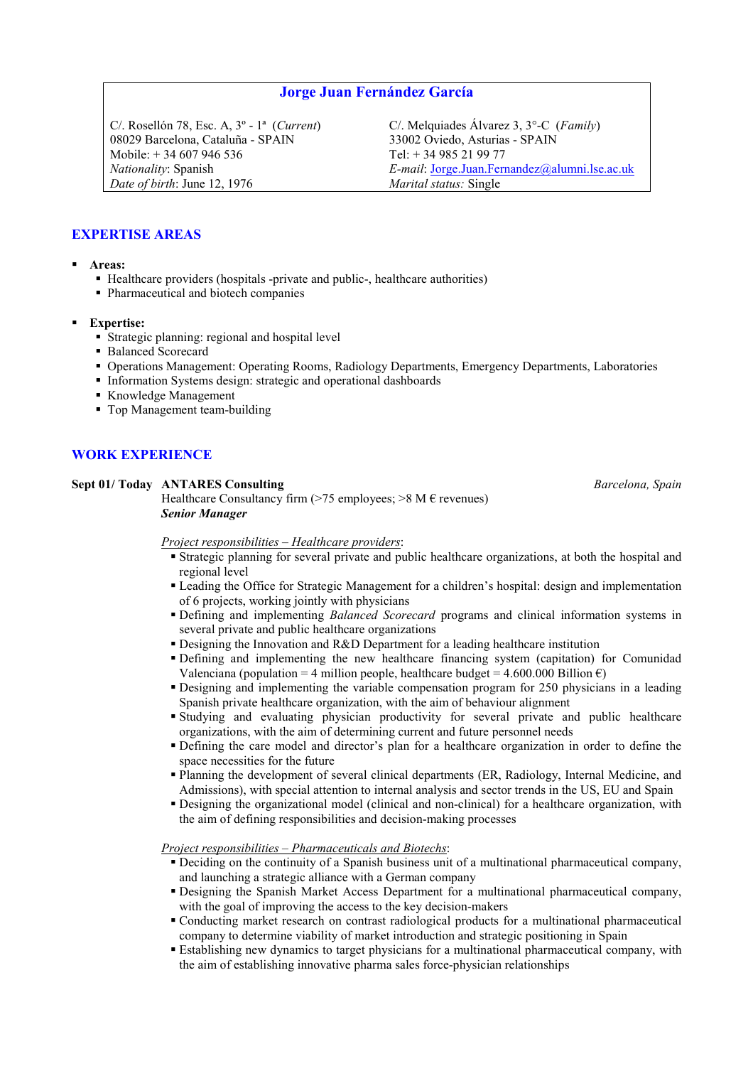# Jorge Juan Fernández García

| | |
|---|---|
| C/. Rosellón 78, Esc. A, 3º - 1ª (*Current*) | C/. Melquiades Álvarez 3, 3°-C (*Family*) |
| 08029 Barcelona, Cataluña - SPAIN | 33002 Oviedo, Asturias - SPAIN |
| Mobile: + 34 607 946 536 | Tel: + 34 985 21 99 77 |
| *Nationality*: Spanish | *E-mail*: Jorge.Juan.Fernandez@alumni.lse.ac.uk |
| *Date of birth*: June 12, 1976 | *Marital status:* Single |

## EXPERTISE AREAS

- **Areas:**
  - Healthcare providers (hospitals -private and public-, healthcare authorities)
  - Pharmaceutical and biotech companies

- **Expertise:**
  - Strategic planning: regional and hospital level
  - Balanced Scorecard
  - Operations Management: Operating Rooms, Radiology Departments, Emergency Departments, Laboratories
  - Information Systems design: strategic and operational dashboards
  - Knowledge Management
  - Top Management team-building

## WORK EXPERIENCE

**Sept 01/ Today** **ANTARES Consulting** — *Barcelona, Spain*

Healthcare Consultancy firm (>75 employees; >8 M € revenues)

***Senior Manager***

*Project responsibilities – Healthcare providers*:

- Strategic planning for several private and public healthcare organizations, at both the hospital and regional level
- Leading the Office for Strategic Management for a children's hospital: design and implementation of 6 projects, working jointly with physicians
- Defining and implementing *Balanced Scorecard* programs and clinical information systems in several private and public healthcare organizations
- Designing the Innovation and R&D Department for a leading healthcare institution
- Defining and implementing the new healthcare financing system (capitation) for Comunidad Valenciana (population = 4 million people, healthcare budget = 4.600.000 Billion €)
- Designing and implementing the variable compensation program for 250 physicians in a leading Spanish private healthcare organization, with the aim of behaviour alignment
- Studying and evaluating physician productivity for several private and public healthcare organizations, with the aim of determining current and future personnel needs
- Defining the care model and director's plan for a healthcare organization in order to define the space necessities for the future
- Planning the development of several clinical departments (ER, Radiology, Internal Medicine, and Admissions), with special attention to internal analysis and sector trends in the US, EU and Spain
- Designing the organizational model (clinical and non-clinical) for a healthcare organization, with the aim of defining responsibilities and decision-making processes

*Project responsibilities – Pharmaceuticals and Biotechs*:

- Deciding on the continuity of a Spanish business unit of a multinational pharmaceutical company, and launching a strategic alliance with a German company
- Designing the Spanish Market Access Department for a multinational pharmaceutical company, with the goal of improving the access to the key decision-makers
- Conducting market research on contrast radiological products for a multinational pharmaceutical company to determine viability of market introduction and strategic positioning in Spain
- Establishing new dynamics to target physicians for a multinational pharmaceutical company, with the aim of establishing innovative pharma sales force-physician relationships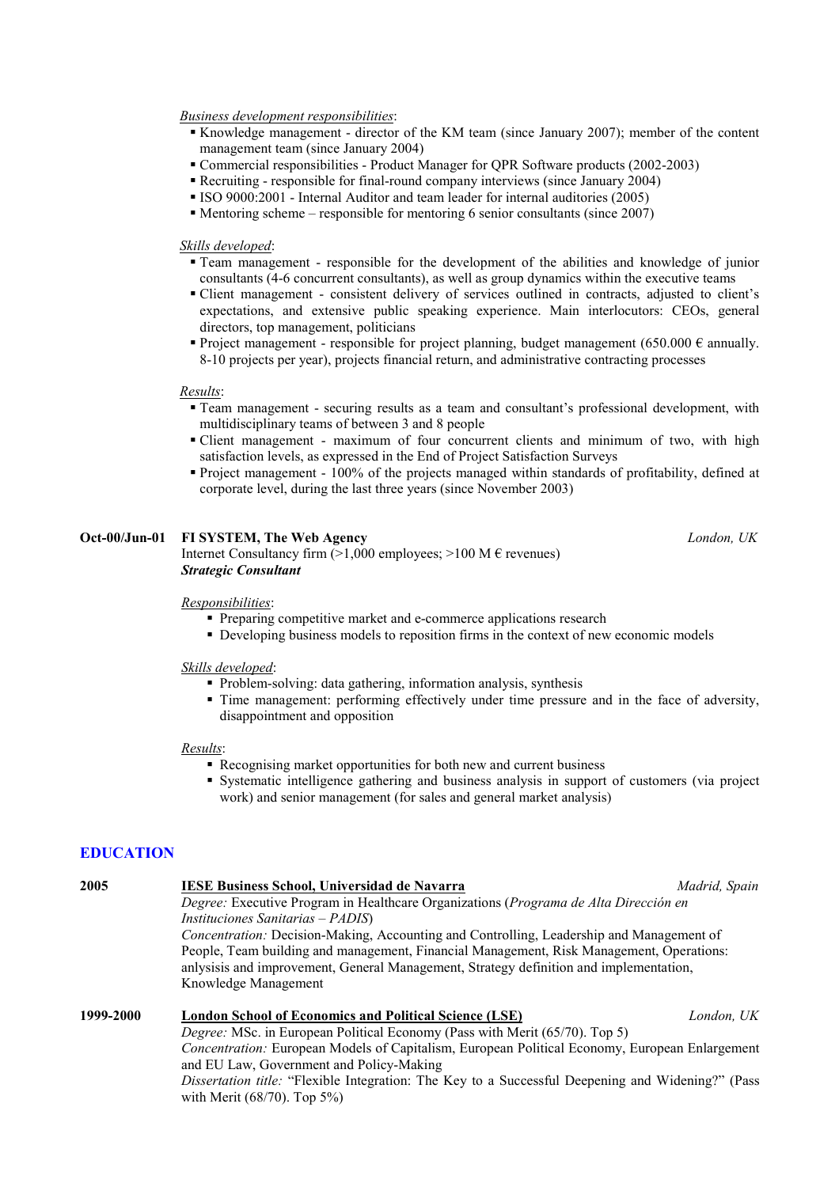*Business development responsibilities*:

- Knowledge management - director of the KM team (since January 2007); member of the content management team (since January 2004)
- Commercial responsibilities - Product Manager for QPR Software products (2002-2003)
- Recruiting - responsible for final-round company interviews (since January 2004)
- ISO 9000:2001 - Internal Auditor and team leader for internal auditories (2005)
- Mentoring scheme – responsible for mentoring 6 senior consultants (since 2007)

*Skills developed*:

- Team management - responsible for the development of the abilities and knowledge of junior consultants (4-6 concurrent consultants), as well as group dynamics within the executive teams
- Client management - consistent delivery of services outlined in contracts, adjusted to client's expectations, and extensive public speaking experience. Main interlocutors: CEOs, general directors, top management, politicians
- Project management - responsible for project planning, budget management (650.000 € annually. 8-10 projects per year), projects financial return, and administrative contracting processes

*Results*:

- Team management - securing results as a team and consultant's professional development, with multidisciplinary teams of between 3 and 8 people
- Client management - maximum of four concurrent clients and minimum of two, with high satisfaction levels, as expressed in the End of Project Satisfaction Surveys
- Project management - 100% of the projects managed within standards of profitability, defined at corporate level, during the last three years (since November 2003)

**Oct-00/Jun-01** **FI SYSTEM, The Web Agency** *London, UK*
Internet Consultancy firm (>1,000 employees; >100 M € revenues)
***Strategic Consultant***

*Responsibilities*:

- Preparing competitive market and e-commerce applications research
- Developing business models to reposition firms in the context of new economic models

*Skills developed*:

- Problem-solving: data gathering, information analysis, synthesis
- Time management: performing effectively under time pressure and in the face of adversity, disappointment and opposition

*Results*:

- Recognising market opportunities for both new and current business
- Systematic intelligence gathering and business analysis in support of customers (via project work) and senior management (for sales and general market analysis)

## EDUCATION

**2005** **IESE Business School, Universidad de Navarra** *Madrid, Spain*
*Degree:* Executive Program in Healthcare Organizations (*Programa de Alta Dirección en Instituciones Sanitarias – PADIS*)
*Concentration:* Decision-Making, Accounting and Controlling, Leadership and Management of People, Team building and management, Financial Management, Risk Management, Operations: anlysisis and improvement, General Management, Strategy definition and implementation, Knowledge Management

**1999-2000** **London School of Economics and Political Science (LSE)** *London, UK*
*Degree:* MSc. in European Political Economy (Pass with Merit (65/70). Top 5)
*Concentration:* European Models of Capitalism, European Political Economy, European Enlargement and EU Law, Government and Policy-Making
*Dissertation title:* "Flexible Integration: The Key to a Successful Deepening and Widening?" (Pass with Merit (68/70). Top 5%)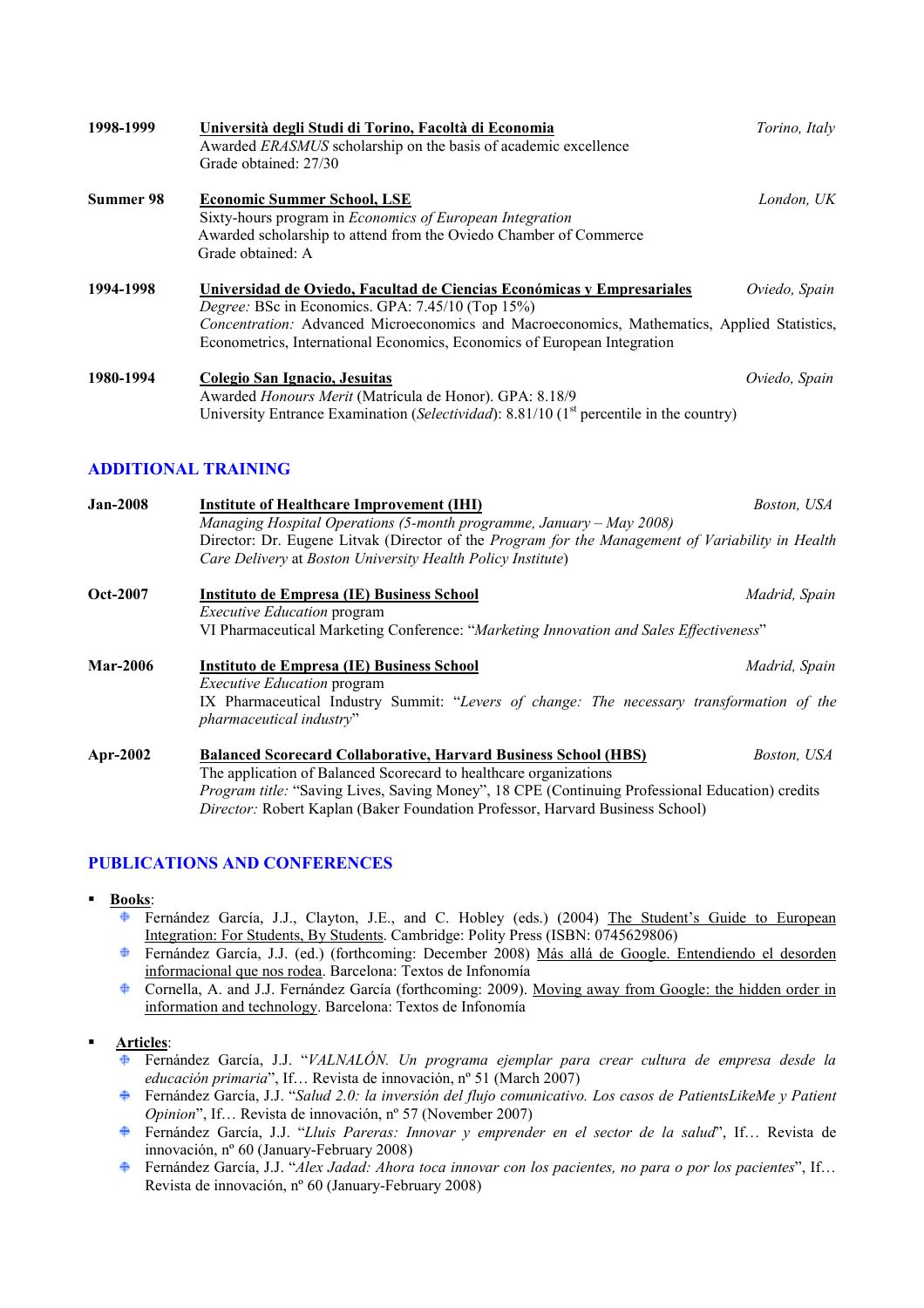**1998-1999** **Università degli Studi di Torino, Facoltà di Economia** *Torino, Italy*
Awarded *ERASMUS* scholarship on the basis of academic excellence
Grade obtained: 27/30

**Summer 98** **Economic Summer School, LSE** *London, UK*
Sixty-hours program in *Economics of European Integration*
Awarded scholarship to attend from the Oviedo Chamber of Commerce
Grade obtained: A

**1994-1998** **Universidad de Oviedo, Facultad de Ciencias Económicas y Empresariales** *Oviedo, Spain*
*Degree:* BSc in Economics. GPA: 7.45/10 (Top 15%)
*Concentration:* Advanced Microeconomics and Macroeconomics, Mathematics, Applied Statistics, Econometrics, International Economics, Economics of European Integration

**1980-1994** **Colegio San Ignacio, Jesuitas** *Oviedo, Spain*
Awarded *Honours Merit* (Matrícula de Honor). GPA: 8.18/9
University Entrance Examination (*Selectividad*): 8.81/10 (1st percentile in the country)

## ADDITIONAL TRAINING

**Jan-2008** **Institute of Healthcare Improvement (IHI)** *Boston, USA*
*Managing Hospital Operations (5-month programme, January – May 2008)*
Director: Dr. Eugene Litvak (Director of the *Program for the Management of Variability in Health Care Delivery* at *Boston University Health Policy Institute*)

**Oct-2007** **Instituto de Empresa (IE) Business School** *Madrid, Spain*
*Executive Education* program
VI Pharmaceutical Marketing Conference: "*Marketing Innovation and Sales Effectiveness*"

**Mar-2006** **Instituto de Empresa (IE) Business School** *Madrid, Spain*
*Executive Education* program
IX Pharmaceutical Industry Summit: "*Levers of change: The necessary transformation of the pharmaceutical industry*"

**Apr-2002** **Balanced Scorecard Collaborative, Harvard Business School (HBS)** *Boston, USA*
The application of Balanced Scorecard to healthcare organizations
*Program title:* "Saving Lives, Saving Money", 18 CPE (Continuing Professional Education) credits
*Director:* Robert Kaplan (Baker Foundation Professor, Harvard Business School)

## PUBLICATIONS AND CONFERENCES

- **Books**:
  - Fernández García, J.J., Clayton, J.E., and C. Hobley (eds.) (2004) The Student's Guide to European Integration: For Students, By Students. Cambridge: Polity Press (ISBN: 0745629806)
  - Fernández García, J.J. (ed.) (forthcoming: December 2008) Más allá de Google. Entendiendo el desorden informacional que nos rodea. Barcelona: Textos de Infonomía
  - Cornella, A. and J.J. Fernández García (forthcoming: 2009). Moving away from Google: the hidden order in information and technology. Barcelona: Textos de Infonomía

- **Articles**:
  - Fernández García, J.J. "*VALNALÓN. Un programa ejemplar para crear cultura de empresa desde la educación primaria*", If… Revista de innovación, nº 51 (March 2007)
  - Fernández García, J.J. "*Salud 2.0: la inversión del flujo comunicativo. Los casos de PatientsLikeMe y Patient Opinion*", If… Revista de innovación, nº 57 (November 2007)
  - Fernández García, J.J. "*Lluis Pareras: Innovar y emprender en el sector de la salud*", If… Revista de innovación, nº 60 (January-February 2008)
  - Fernández García, J.J. "*Alex Jadad: Ahora toca innovar con los pacientes, no para o por los pacientes*", If… Revista de innovación, nº 60 (January-February 2008)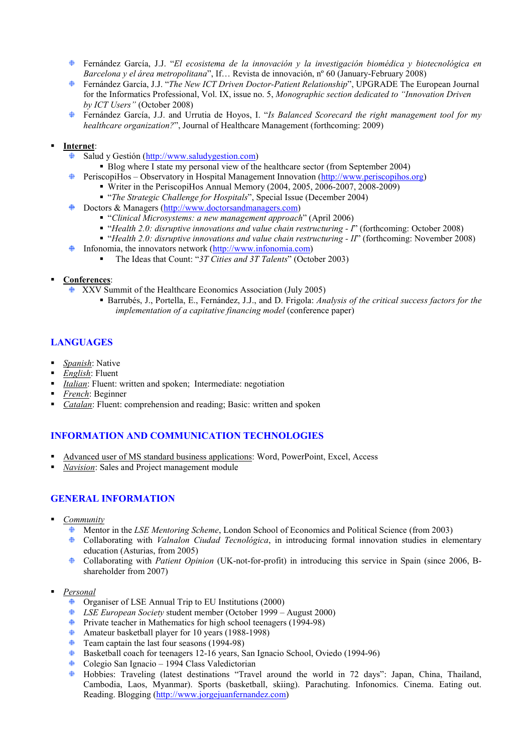- Fernández García, J.J. "*El ecosistema de la innovación y la investigación biomédica y biotecnológica en Barcelona y el área metropolitana*", If… Revista de innovación, nº 60 (January-February 2008)
- Fernández García, J.J. "*The New ICT Driven Doctor-Patient Relationship*", UPGRADE The European Journal for the Informatics Professional, Vol. IX, issue no. 5, *Monographic section dedicated to "Innovation Driven by ICT Users"* (October 2008)
- Fernández García, J.J. and Urrutia de Hoyos, I. "*Is Balanced Scorecard the right management tool for my healthcare organization?*", Journal of Healthcare Management (forthcoming: 2009)

- **Internet**:
  - Salud y Gestión (http://www.saludygestion.com)
    - Blog where I state my personal view of the healthcare sector (from September 2004)
  - PeriscopiHos – Observatory in Hospital Management Innovation (http://www.periscopihos.org)
    - Writer in the PeriscopiHos Annual Memory (2004, 2005, 2006-2007, 2008-2009)
    - "*The Strategic Challenge for Hospitals*", Special Issue (December 2004)
  - Doctors & Managers (http://www.doctorsandmanagers.com)
    - "*Clinical Microsystems: a new management approach*" (April 2006)
    - "*Health 2.0: disruptive innovations and value chain restructuring - I*" (forthcoming: October 2008)
    - "*Health 2.0: disruptive innovations and value chain restructuring - II*" (forthcoming: November 2008)
  - Infonomia, the innovators network (http://www.infonomia.com)
    - The Ideas that Count: "*3T Cities and 3T Talents*" (October 2003)

- **Conferences**:
  - XXV Summit of the Healthcare Economics Association (July 2005)
    - Barrubés, J., Portella, E., Fernández, J.J., and D. Frigola: *Analysis of the critical success factors for the implementation of a capitative financing model* (conference paper)

## LANGUAGES

- *Spanish*: Native
- *English*: Fluent
- *Italian*: Fluent: written and spoken; Intermediate: negotiation
- *French*: Beginner
- *Catalan*: Fluent: comprehension and reading; Basic: written and spoken

## INFORMATION AND COMMUNICATION TECHNOLOGIES

- Advanced user of MS standard business applications: Word, PowerPoint, Excel, Access
- *Navision*: Sales and Project management module

## GENERAL INFORMATION

- *Community*
  - Mentor in the *LSE Mentoring Scheme*, London School of Economics and Political Science (from 2003)
  - Collaborating with *Valnalon Ciudad Tecnológica*, in introducing formal innovation studies in elementary education (Asturias, from 2005)
  - Collaborating with *Patient Opinion* (UK-not-for-profit) in introducing this service in Spain (since 2006, B-shareholder from 2007)

- *Personal*
  - Organiser of LSE Annual Trip to EU Institutions (2000)
  - *LSE European Society* student member (October 1999 – August 2000)
  - Private teacher in Mathematics for high school teenagers (1994-98)
  - Amateur basketball player for 10 years (1988-1998)
  - Team captain the last four seasons (1994-98)
  - Basketball coach for teenagers 12-16 years, San Ignacio School, Oviedo (1994-96)
  - Colegio San Ignacio – 1994 Class Valedictorian
  - Hobbies: Traveling (latest destinations "Travel around the world in 72 days": Japan, China, Thailand, Cambodia, Laos, Myanmar). Sports (basketball, skiing). Parachuting. Infonomics. Cinema. Eating out. Reading. Blogging (http://www.jorgejuanfernandez.com)